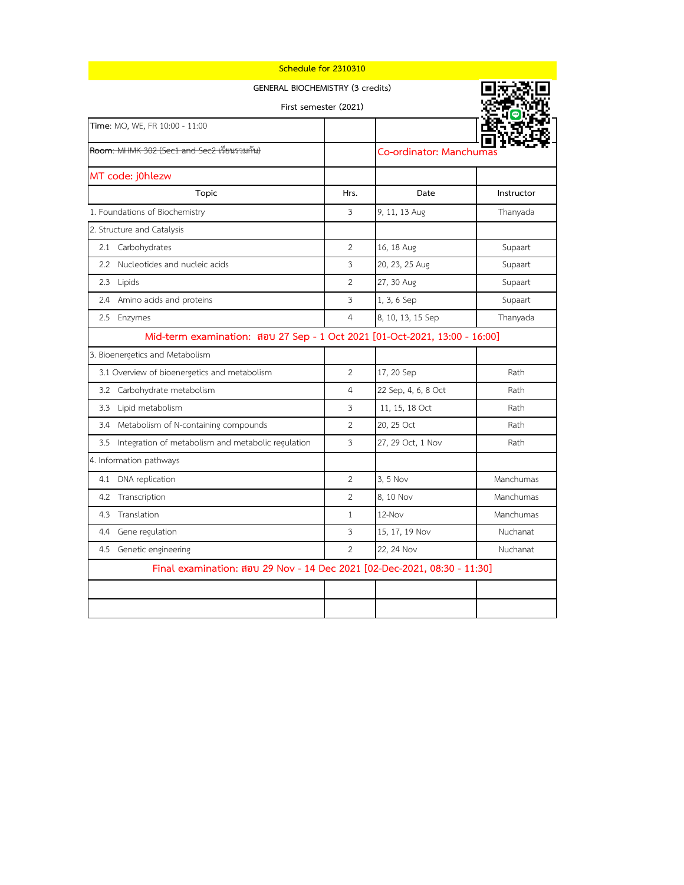Schedule for 2310310

GENERAL BIOCHEMISTRY (3 credits)

First semester (2021)

| | | | |
|---|---|---|---|
| Time: MO, WE, FR 10:00 - 11:00 | | | |
| Room: ~~MHMK 302 (Sec1 and Sec2 เรียนรวมกัน)~~ | | Co-ordinator: Manchumas | |
| MT code: j0hlezw | | | |
| **Topic** | **Hrs.** | **Date** | **Instructor** |
| 1. Foundations of Biochemistry | 3 | 9, 11, 13 Aug | Thanyada |
| 2. Structure and Catalysis | | | |
| 2.1 Carbohydrates | 2 | 16, 18 Aug | Supaart |
| 2.2 Nucleotides and nucleic acids | 3 | 20, 23, 25 Aug | Supaart |
| 2.3 Lipids | 2 | 27, 30 Aug | Supaart |
| 2.4 Amino acids and proteins | 3 | 1, 3, 6 Sep | Supaart |
| 2.5 Enzymes | 4 | 8, 10, 13, 15 Sep | Thanyada |
| Mid-term examination: สอบ 27 Sep - 1 Oct 2021 [01-Oct-2021, 13:00 - 16:00] | | | |
| 3. Bioenergetics and Metabolism | | | |
| 3.1 Overview of bioenergetics and metabolism | 2 | 17, 20 Sep | Rath |
| 3.2 Carbohydrate metabolism | 4 | 22 Sep, 4, 6, 8 Oct | Rath |
| 3.3 Lipid metabolism | 3 | 11, 15, 18 Oct | Rath |
| 3.4 Metabolism of N-containing compounds | 2 | 20, 25 Oct | Rath |
| 3.5 Integration of metabolism and metabolic regulation | 3 | 27, 29 Oct, 1 Nov | Rath |
| 4. Information pathways | | | |
| 4.1 DNA replication | 2 | 3, 5 Nov | Manchumas |
| 4.2 Transcription | 2 | 8, 10 Nov | Manchumas |
| 4.3 Translation | 1 | 12-Nov | Manchumas |
| 4.4 Gene regulation | 3 | 15, 17, 19 Nov | Nuchanat |
| 4.5 Genetic engineering | 2 | 22, 24 Nov | Nuchanat |
| Final examination: สอบ 29 Nov - 14 Dec 2021 [02-Dec-2021, 08:30 - 11:30] | | | |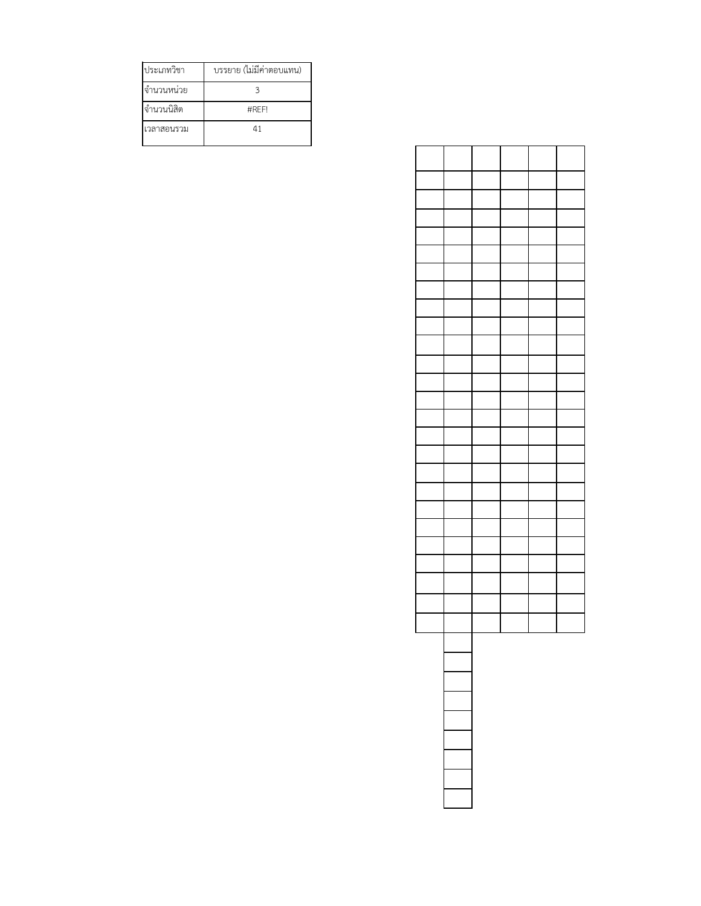| ประเภทวิชา | บรรยาย (ไม่มีค่าตอบแทน) |
| --- | --- |
| จำนวนหน่วย | 3 |
| จำนวนนิสิต | #REF! |
| เวลาสอนรวม | 41 |